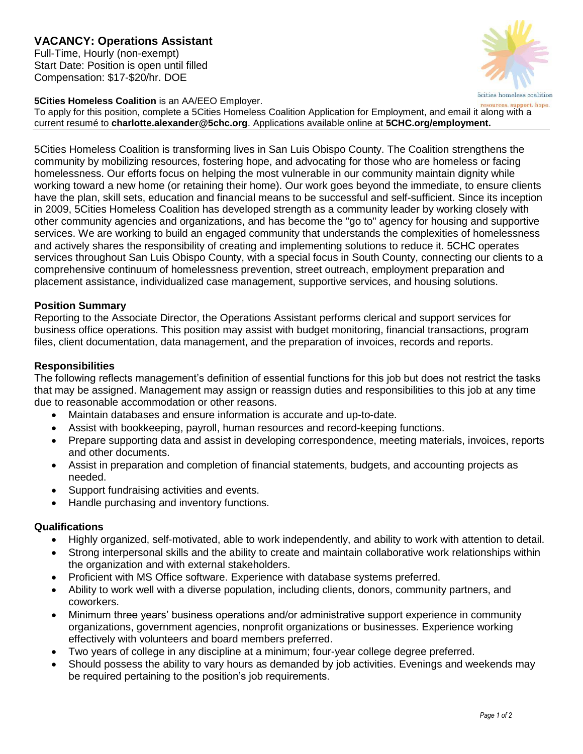# VACANCY: Operations Assistant

Full-Time, Hourly (non-exempt)
Start Date: Position is open until filled
Compensation: $17-$20/hr. DOE

5cities homeless coalition
resources. support. hope.

**5Cities Homeless Coalition** is an AA/EEO Employer.
To apply for this position, complete a 5Cities Homeless Coalition Application for Employment, and email it along with a current resumé to **charlotte.alexander@5chc.org**. Applications available online at **5CHC.org/employment.**

---

5Cities Homeless Coalition is transforming lives in San Luis Obispo County. The Coalition strengthens the community by mobilizing resources, fostering hope, and advocating for those who are homeless or facing homelessness. Our efforts focus on helping the most vulnerable in our community maintain dignity while working toward a new home (or retaining their home). Our work goes beyond the immediate, to ensure clients have the plan, skill sets, education and financial means to be successful and self-sufficient. Since its inception in 2009, 5Cities Homeless Coalition has developed strength as a community leader by working closely with other community agencies and organizations, and has become the "go to" agency for housing and supportive services. We are working to build an engaged community that understands the complexities of homelessness and actively shares the responsibility of creating and implementing solutions to reduce it. 5CHC operates services throughout San Luis Obispo County, with a special focus in South County, connecting our clients to a comprehensive continuum of homelessness prevention, street outreach, employment preparation and placement assistance, individualized case management, supportive services, and housing solutions.

## Position Summary

Reporting to the Associate Director, the Operations Assistant performs clerical and support services for business office operations. This position may assist with budget monitoring, financial transactions, program files, client documentation, data management, and the preparation of invoices, records and reports.

## Responsibilities

The following reflects management's definition of essential functions for this job but does not restrict the tasks that may be assigned. Management may assign or reassign duties and responsibilities to this job at any time due to reasonable accommodation or other reasons.

- Maintain databases and ensure information is accurate and up-to-date.
- Assist with bookkeeping, payroll, human resources and record-keeping functions.
- Prepare supporting data and assist in developing correspondence, meeting materials, invoices, reports and other documents.
- Assist in preparation and completion of financial statements, budgets, and accounting projects as needed.
- Support fundraising activities and events.
- Handle purchasing and inventory functions.

## Qualifications

- Highly organized, self-motivated, able to work independently, and ability to work with attention to detail.
- Strong interpersonal skills and the ability to create and maintain collaborative work relationships within the organization and with external stakeholders.
- Proficient with MS Office software. Experience with database systems preferred.
- Ability to work well with a diverse population, including clients, donors, community partners, and coworkers.
- Minimum three years' business operations and/or administrative support experience in community organizations, government agencies, nonprofit organizations or businesses. Experience working effectively with volunteers and board members preferred.
- Two years of college in any discipline at a minimum; four-year college degree preferred.
- Should possess the ability to vary hours as demanded by job activities. Evenings and weekends may be required pertaining to the position's job requirements.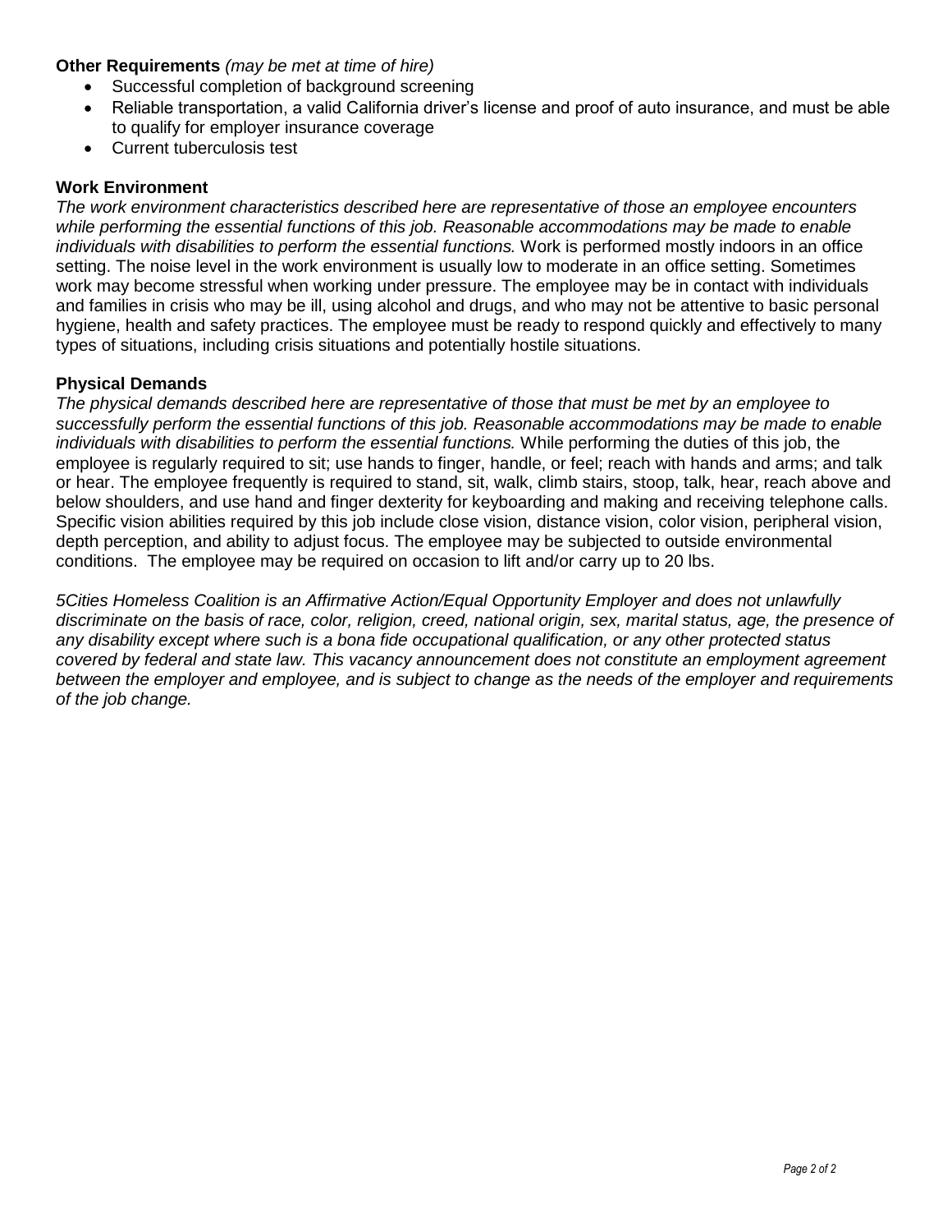**Other Requirements** *(may be met at time of hire)*

- Successful completion of background screening
- Reliable transportation, a valid California driver's license and proof of auto insurance, and must be able to qualify for employer insurance coverage
- Current tuberculosis test

**Work Environment**

*The work environment characteristics described here are representative of those an employee encounters while performing the essential functions of this job. Reasonable accommodations may be made to enable individuals with disabilities to perform the essential functions.* Work is performed mostly indoors in an office setting. The noise level in the work environment is usually low to moderate in an office setting. Sometimes work may become stressful when working under pressure. The employee may be in contact with individuals and families in crisis who may be ill, using alcohol and drugs, and who may not be attentive to basic personal hygiene, health and safety practices. The employee must be ready to respond quickly and effectively to many types of situations, including crisis situations and potentially hostile situations.

**Physical Demands**

*The physical demands described here are representative of those that must be met by an employee to successfully perform the essential functions of this job. Reasonable accommodations may be made to enable individuals with disabilities to perform the essential functions.* While performing the duties of this job, the employee is regularly required to sit; use hands to finger, handle, or feel; reach with hands and arms; and talk or hear. The employee frequently is required to stand, sit, walk, climb stairs, stoop, talk, hear, reach above and below shoulders, and use hand and finger dexterity for keyboarding and making and receiving telephone calls. Specific vision abilities required by this job include close vision, distance vision, color vision, peripheral vision, depth perception, and ability to adjust focus. The employee may be subjected to outside environmental conditions. The employee may be required on occasion to lift and/or carry up to 20 lbs.

*5Cities Homeless Coalition is an Affirmative Action/Equal Opportunity Employer and does not unlawfully discriminate on the basis of race, color, religion, creed, national origin, sex, marital status, age, the presence of any disability except where such is a bona fide occupational qualification, or any other protected status covered by federal and state law. This vacancy announcement does not constitute an employment agreement between the employer and employee, and is subject to change as the needs of the employer and requirements of the job change.*